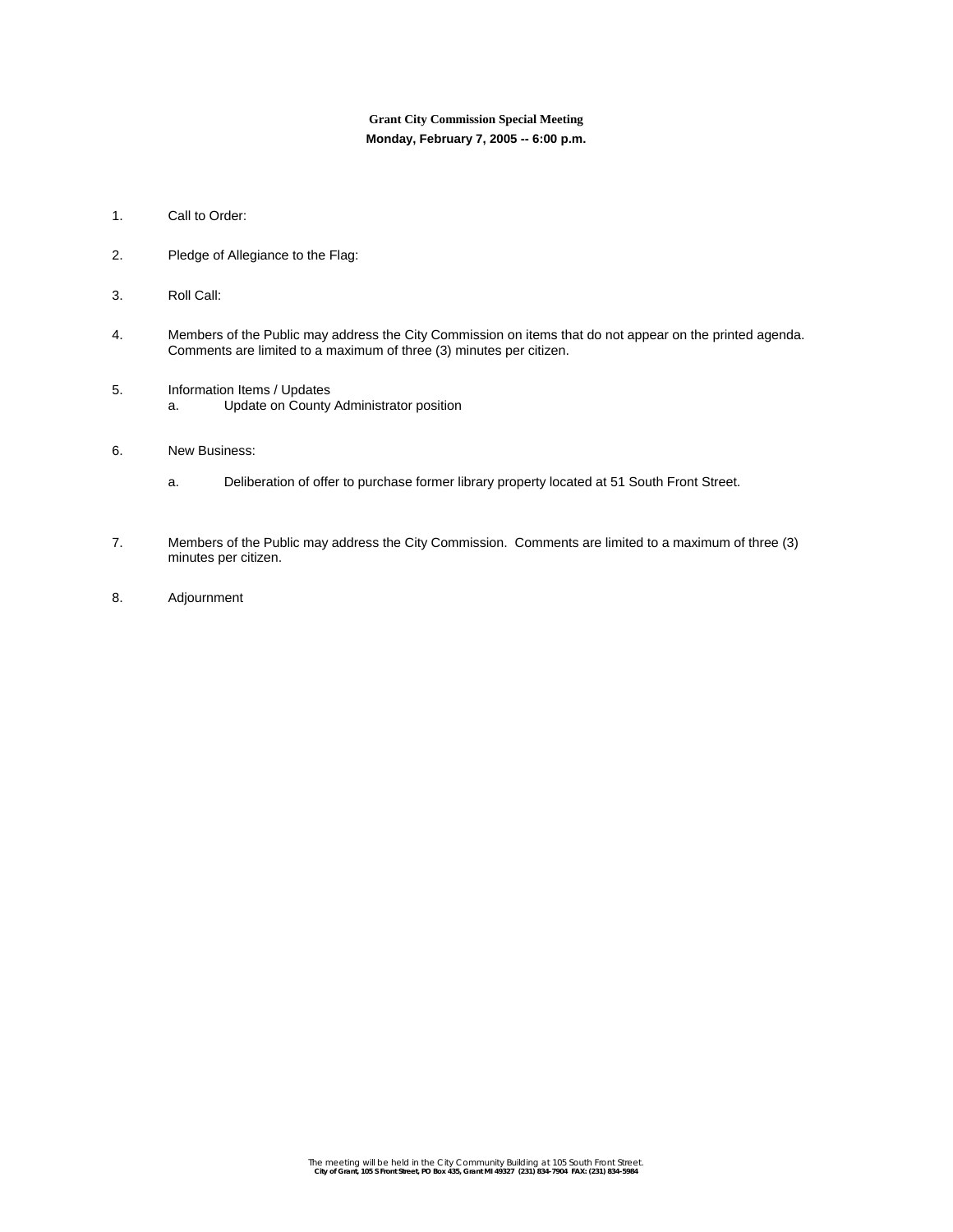**Grant City Commission Special Meeting**

**Monday, February 7, 2005 -- 6:00 p.m.**

1. Call to Order:

2. Pledge of Allegiance to the Flag:

3. Roll Call:

4. Members of the Public may address the City Commission on items that do not appear on the printed agenda. Comments are limited to a maximum of three (3) minutes per citizen.

5. Information Items / Updates
   a. Update on County Administrator position

6. New Business:

   a. Deliberation of offer to purchase former library property located at 51 South Front Street.

7. Members of the Public may address the City Commission. Comments are limited to a maximum of three (3) minutes per citizen.

8. Adjournment

The meeting will be held in the City Community Building at 105 South Front Street.

**City of Grant, 105 S Front Street, PO Box 435, Grant MI 49327 (231) 834-7904 FAX: (231) 834-5984**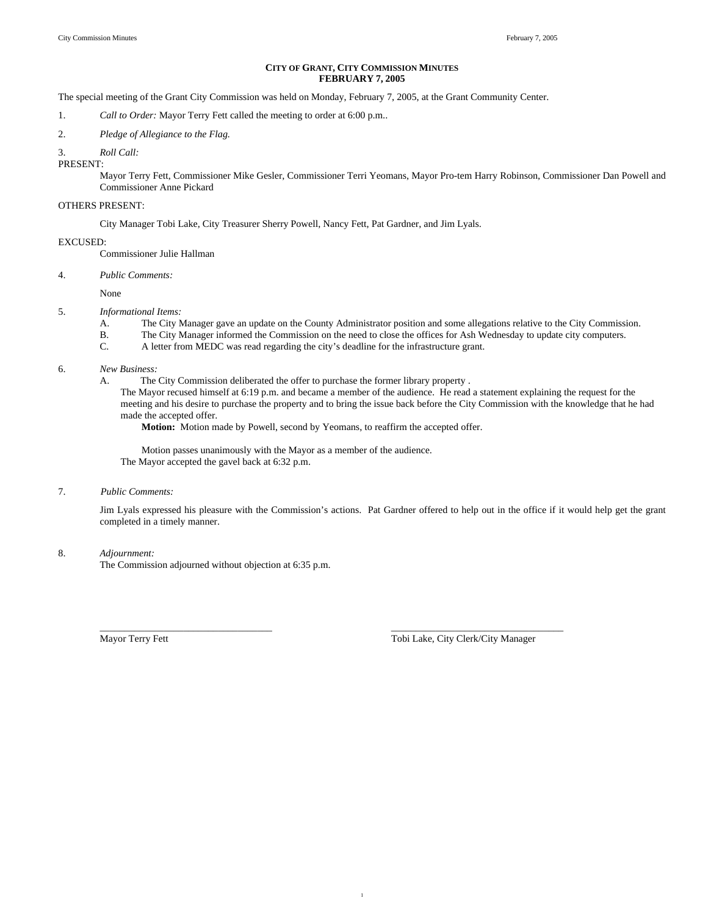# CITY OF GRANT, CITY COMMISSION MINUTES
# FEBRUARY 7, 2005

The special meeting of the Grant City Commission was held on Monday, February 7, 2005, at the Grant Community Center.

1. *Call to Order:* Mayor Terry Fett called the meeting to order at 6:00 p.m..

2. *Pledge of Allegiance to the Flag.*

3. *Roll Call:*

PRESENT:

Mayor Terry Fett, Commissioner Mike Gesler, Commissioner Terri Yeomans, Mayor Pro-tem Harry Robinson, Commissioner Dan Powell and Commissioner Anne Pickard

OTHERS PRESENT:

City Manager Tobi Lake, City Treasurer Sherry Powell, Nancy Fett, Pat Gardner, and Jim Lyals.

EXCUSED:

Commissioner Julie Hallman

4. *Public Comments:*

None

5. *Informational Items:*
   - A. The City Manager gave an update on the County Administrator position and some allegations relative to the City Commission.
   - B. The City Manager informed the Commission on the need to close the offices for Ash Wednesday to update city computers.
   - C. A letter from MEDC was read regarding the city's deadline for the infrastructure grant.

6. *New Business:*
   - A. The City Commission deliberated the offer to purchase the former library property .

   The Mayor recused himself at 6:19 p.m. and became a member of the audience. He read a statement explaining the request for the meeting and his desire to purchase the property and to bring the issue back before the City Commission with the knowledge that he had made the accepted offer.

   **Motion:** Motion made by Powell, second by Yeomans, to reaffirm the accepted offer.

   Motion passes unanimously with the Mayor as a member of the audience.

   The Mayor accepted the gavel back at 6:32 p.m.

7. *Public Comments:*

Jim Lyals expressed his pleasure with the Commission's actions. Pat Gardner offered to help out in the office if it would help get the grant completed in a timely manner.

8. *Adjournment:*

The Commission adjourned without objection at 6:35 p.m.

\_\_\_\_\_\_\_\_\_\_\_\_\_\_\_\_\_\_\_\_\_\_\_\_\_\_\_\_\_\_\_\_\_\_\_\_ 
Mayor Terry Fett

\_\_\_\_\_\_\_\_\_\_\_\_\_\_\_\_\_\_\_\_\_\_\_\_\_\_\_\_\_\_\_\_\_\_\_\_ 
Tobi Lake, City Clerk/City Manager